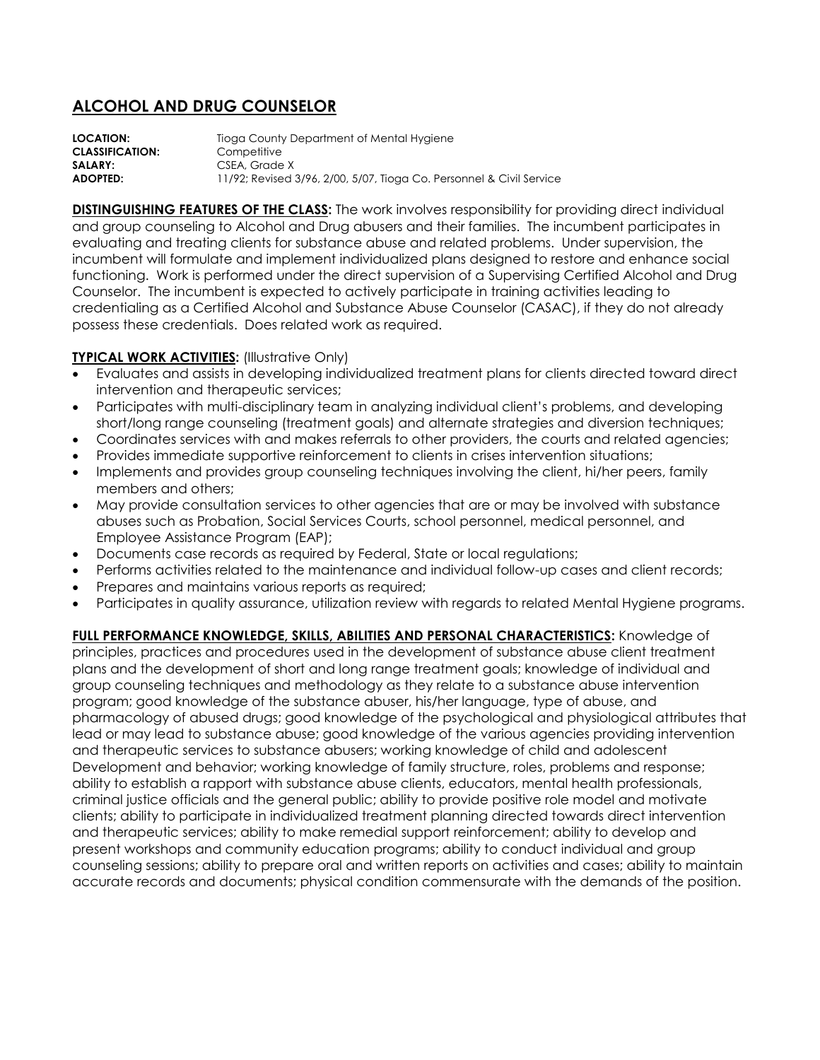# ALCOHOL AND DRUG COUNSELOR

**LOCATION:** Tioga County Department of Mental Hygiene
**CLASSIFICATION:** Competitive
**SALARY:** CSEA, Grade X
**ADOPTED:** 11/92; Revised 3/96, 2/00, 5/07, Tioga Co. Personnel & Civil Service

**DISTINGUISHING FEATURES OF THE CLASS:** The work involves responsibility for providing direct individual and group counseling to Alcohol and Drug abusers and their families. The incumbent participates in evaluating and treating clients for substance abuse and related problems. Under supervision, the incumbent will formulate and implement individualized plans designed to restore and enhance social functioning. Work is performed under the direct supervision of a Supervising Certified Alcohol and Drug Counselor. The incumbent is expected to actively participate in training activities leading to credentialing as a Certified Alcohol and Substance Abuse Counselor (CASAC), if they do not already possess these credentials. Does related work as required.

**TYPICAL WORK ACTIVITIES:** (Illustrative Only)

- Evaluates and assists in developing individualized treatment plans for clients directed toward direct intervention and therapeutic services;
- Participates with multi-disciplinary team in analyzing individual client's problems, and developing short/long range counseling (treatment goals) and alternate strategies and diversion techniques;
- Coordinates services with and makes referrals to other providers, the courts and related agencies;
- Provides immediate supportive reinforcement to clients in crises intervention situations;
- Implements and provides group counseling techniques involving the client, hi/her peers, family members and others;
- May provide consultation services to other agencies that are or may be involved with substance abuses such as Probation, Social Services Courts, school personnel, medical personnel, and Employee Assistance Program (EAP);
- Documents case records as required by Federal, State or local regulations;
- Performs activities related to the maintenance and individual follow-up cases and client records;
- Prepares and maintains various reports as required;
- Participates in quality assurance, utilization review with regards to related Mental Hygiene programs.

**FULL PERFORMANCE KNOWLEDGE, SKILLS, ABILITIES AND PERSONAL CHARACTERISTICS:** Knowledge of principles, practices and procedures used in the development of substance abuse client treatment plans and the development of short and long range treatment goals; knowledge of individual and group counseling techniques and methodology as they relate to a substance abuse intervention program; good knowledge of the substance abuser, his/her language, type of abuse, and pharmacology of abused drugs; good knowledge of the psychological and physiological attributes that lead or may lead to substance abuse; good knowledge of the various agencies providing intervention and therapeutic services to substance abusers; working knowledge of child and adolescent Development and behavior; working knowledge of family structure, roles, problems and response; ability to establish a rapport with substance abuse clients, educators, mental health professionals, criminal justice officials and the general public; ability to provide positive role model and motivate clients; ability to participate in individualized treatment planning directed towards direct intervention and therapeutic services; ability to make remedial support reinforcement; ability to develop and present workshops and community education programs; ability to conduct individual and group counseling sessions; ability to prepare oral and written reports on activities and cases; ability to maintain accurate records and documents; physical condition commensurate with the demands of the position.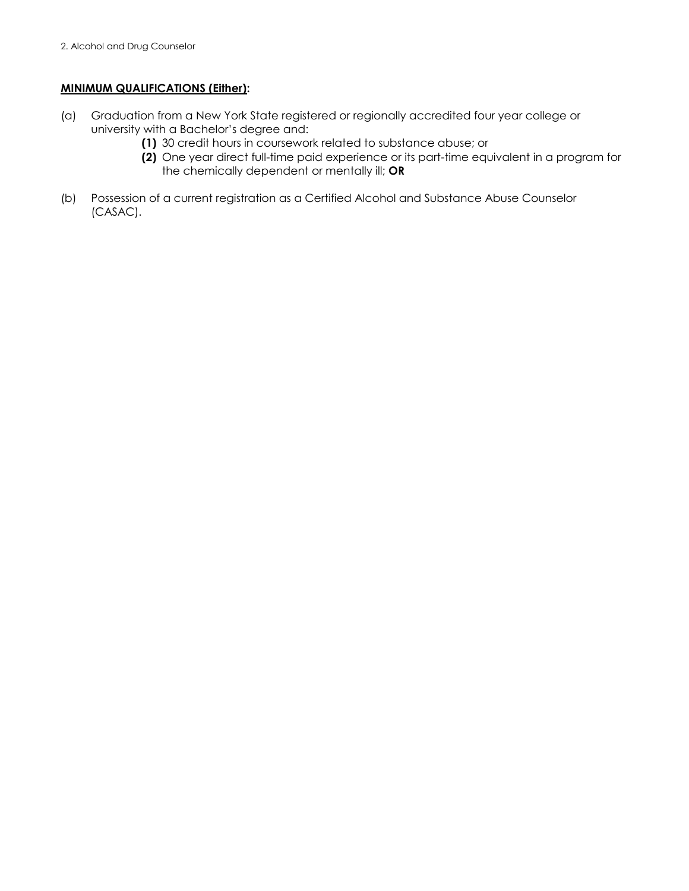**MINIMUM QUALIFICATIONS (Either):**

(a) Graduation from a New York State registered or regionally accredited four year college or university with a Bachelor's degree and:

- **(1)** 30 credit hours in coursework related to substance abuse; or
- **(2)** One year direct full-time paid experience or its part-time equivalent in a program for the chemically dependent or mentally ill; **OR**

(b) Possession of a current registration as a Certified Alcohol and Substance Abuse Counselor (CASAC).